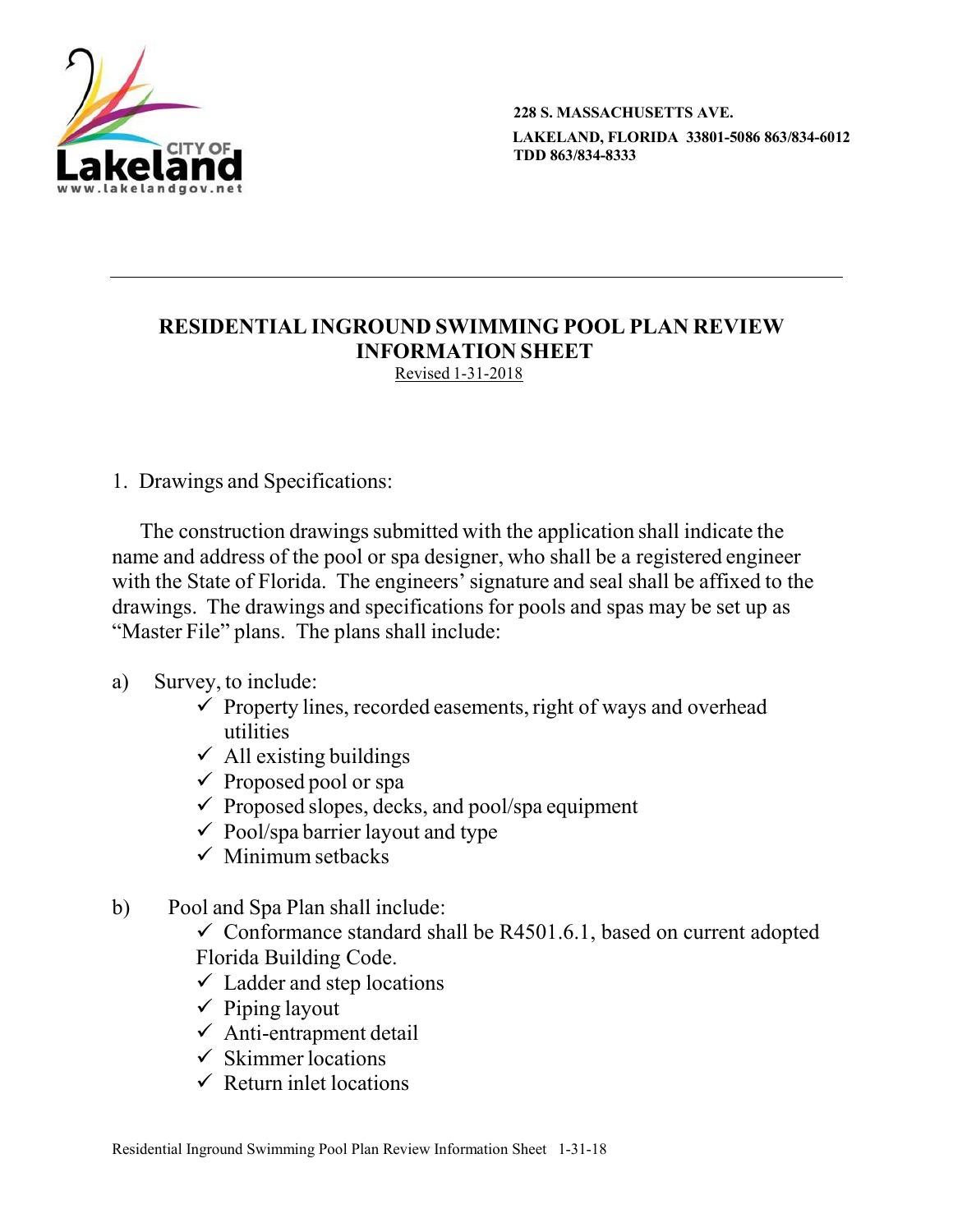228 S. MASSACHUSETTS AVE.
LAKELAND, FLORIDA 33801-5086 863/834-6012
TDD 863/834-8333

# RESIDENTIAL INGROUND SWIMMING POOL PLAN REVIEW INFORMATION SHEET

Revised 1-31-2018

1. Drawings and Specifications:

The construction drawings submitted with the application shall indicate the name and address of the pool or spa designer, who shall be a registered engineer with the State of Florida. The engineers' signature and seal shall be affixed to the drawings. The drawings and specifications for pools and spas may be set up as "Master File" plans. The plans shall include:

a) Survey, to include:
   - ✓ Property lines, recorded easements, right of ways and overhead utilities
   - ✓ All existing buildings
   - ✓ Proposed pool or spa
   - ✓ Proposed slopes, decks, and pool/spa equipment
   - ✓ Pool/spa barrier layout and type
   - ✓ Minimum setbacks

b) Pool and Spa Plan shall include:
   - ✓ Conformance standard shall be R4501.6.1, based on current adopted Florida Building Code.
   - ✓ Ladder and step locations
   - ✓ Piping layout
   - ✓ Anti-entrapment detail
   - ✓ Skimmer locations
   - ✓ Return inlet locations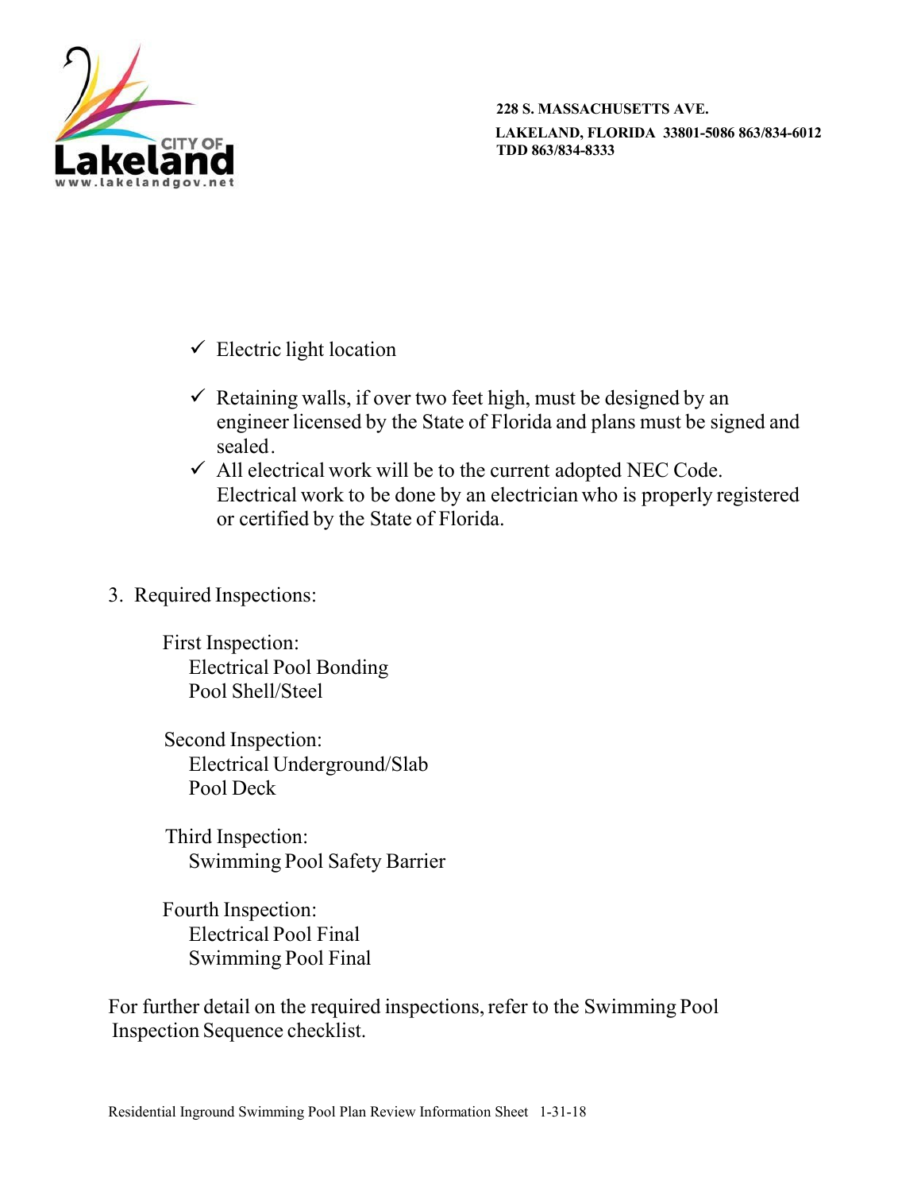- ✓ Electric light location
- ✓ Retaining walls, if over two feet high, must be designed by an engineer licensed by the State of Florida and plans must be signed and sealed.
- ✓ All electrical work will be to the current adopted NEC Code. Electrical work to be done by an electrician who is properly registered or certified by the State of Florida.

3. Required Inspections:

First Inspection:
Electrical Pool Bonding
Pool Shell/Steel

Second Inspection:
Electrical Underground/Slab
Pool Deck

Third Inspection:
Swimming Pool Safety Barrier

Fourth Inspection:
Electrical Pool Final
Swimming Pool Final

For further detail on the required inspections, refer to the Swimming Pool Inspection Sequence checklist.